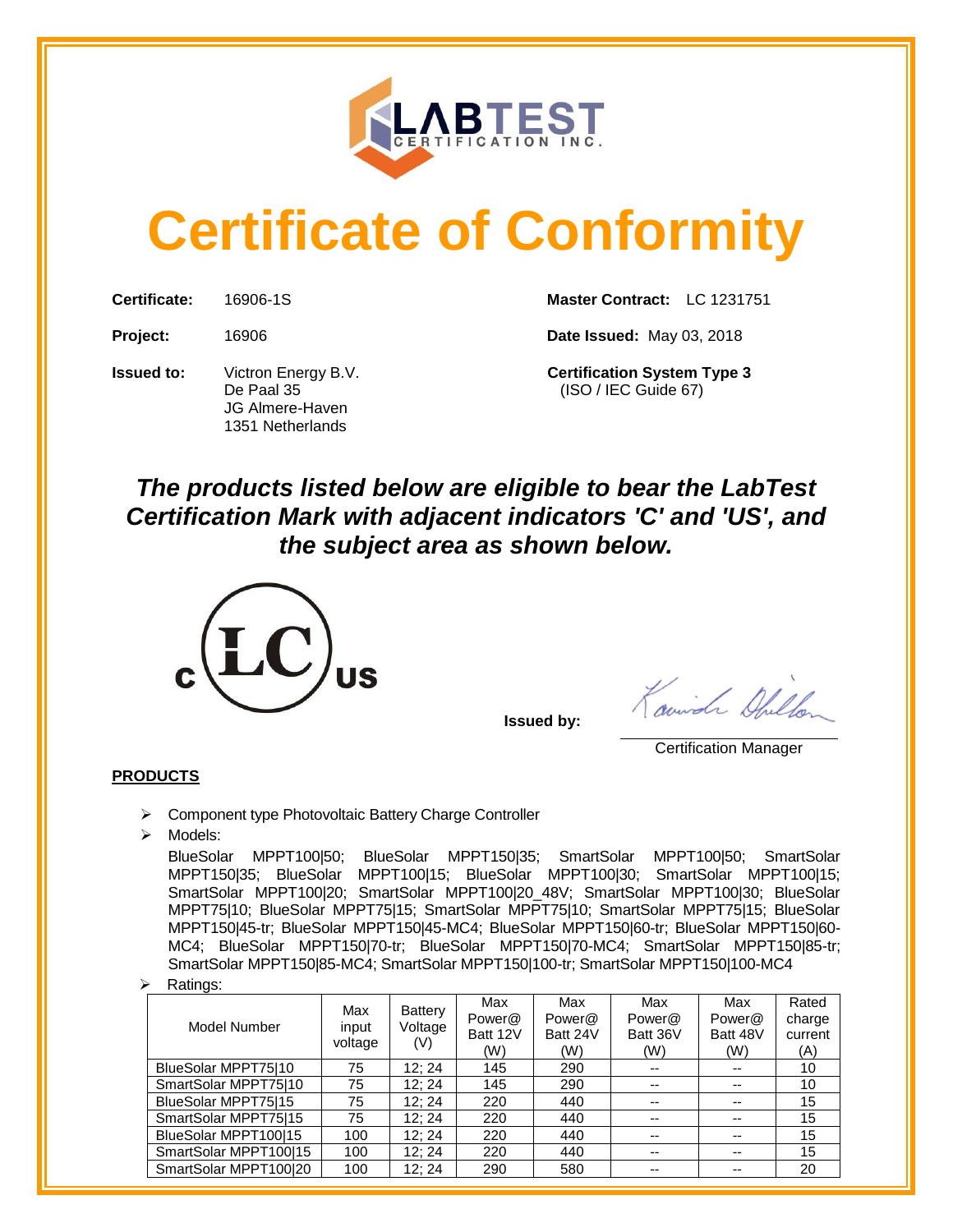# Certificate of Conformity

**Certificate:** 16906-1S

**Project:** 16906

**Issued to:** Victron Energy B.V.
De Paal 35
JG Almere-Haven
1351 Netherlands

**Master Contract:** LC 1231751

**Date Issued:** May 03, 2018

**Certification System Type 3**
(ISO / IEC Guide 67)

***The products listed below are eligible to bear the LabTest Certification Mark with adjacent indicators 'C' and 'US', and the subject area as shown below.***

**Issued by:**

Certification Manager

**PRODUCTS**

- Component type Photovoltaic Battery Charge Controller
- Models:
  BlueSolar MPPT100|50; BlueSolar MPPT150|35; SmartSolar MPPT100|50; SmartSolar MPPT150|35; BlueSolar MPPT100|15; BlueSolar MPPT100|30; SmartSolar MPPT100|15; SmartSolar MPPT100|20; SmartSolar MPPT100|20_48V; SmartSolar MPPT100|30; BlueSolar MPPT75|10; BlueSolar MPPT75|15; SmartSolar MPPT75|10; SmartSolar MPPT75|15; BlueSolar MPPT150|45-tr; BlueSolar MPPT150|45-MC4; BlueSolar MPPT150|60-tr; BlueSolar MPPT150|60-MC4; BlueSolar MPPT150|70-tr; BlueSolar MPPT150|70-MC4; SmartSolar MPPT150|85-tr; SmartSolar MPPT150|85-MC4; SmartSolar MPPT150|100-tr; SmartSolar MPPT150|100-MC4
- Ratings:

| Model Number | Max input voltage | Battery Voltage (V) | Max Power@ Batt 12V (W) | Max Power@ Batt 24V (W) | Max Power@ Batt 36V (W) | Max Power@ Batt 48V (W) | Rated charge current (A) |
|---|---|---|---|---|---|---|---|
| BlueSolar MPPT75|10 | 75 | 12; 24 | 145 | 290 | -- | -- | 10 |
| SmartSolar MPPT75|10 | 75 | 12; 24 | 145 | 290 | -- | -- | 10 |
| BlueSolar MPPT75|15 | 75 | 12; 24 | 220 | 440 | -- | -- | 15 |
| SmartSolar MPPT75|15 | 75 | 12; 24 | 220 | 440 | -- | -- | 15 |
| BlueSolar MPPT100|15 | 100 | 12; 24 | 220 | 440 | -- | -- | 15 |
| SmartSolar MPPT100|15 | 100 | 12; 24 | 220 | 440 | -- | -- | 15 |
| SmartSolar MPPT100|20 | 100 | 12; 24 | 290 | 580 | -- | -- | 20 |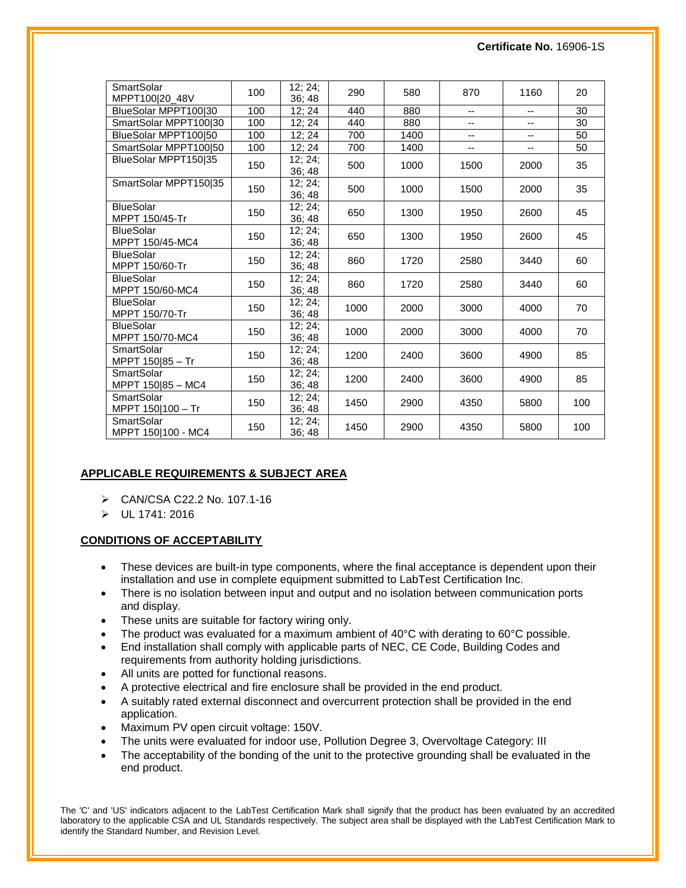**Certificate No.** 16906-1S

| | | | | | | | |
|---|---|---|---|---|---|---|---|
| SmartSolar MPPT100\|20_48V | 100 | 12; 24; 36; 48 | 290 | 580 | 870 | 1160 | 20 |
| BlueSolar MPPT100\|30 | 100 | 12; 24 | 440 | 880 | -- | -- | 30 |
| SmartSolar MPPT100\|30 | 100 | 12; 24 | 440 | 880 | -- | -- | 30 |
| BlueSolar MPPT100\|50 | 100 | 12; 24 | 700 | 1400 | -- | -- | 50 |
| SmartSolar MPPT100\|50 | 100 | 12; 24 | 700 | 1400 | -- | -- | 50 |
| BlueSolar MPPT150\|35 | 150 | 12; 24; 36; 48 | 500 | 1000 | 1500 | 2000 | 35 |
| SmartSolar MPPT150\|35 | 150 | 12; 24; 36; 48 | 500 | 1000 | 1500 | 2000 | 35 |
| BlueSolar MPPT 150/45-Tr | 150 | 12; 24; 36; 48 | 650 | 1300 | 1950 | 2600 | 45 |
| BlueSolar MPPT 150/45-MC4 | 150 | 12; 24; 36; 48 | 650 | 1300 | 1950 | 2600 | 45 |
| BlueSolar MPPT 150/60-Tr | 150 | 12; 24; 36; 48 | 860 | 1720 | 2580 | 3440 | 60 |
| BlueSolar MPPT 150/60-MC4 | 150 | 12; 24; 36; 48 | 860 | 1720 | 2580 | 3440 | 60 |
| BlueSolar MPPT 150/70-Tr | 150 | 12; 24; 36; 48 | 1000 | 2000 | 3000 | 4000 | 70 |
| BlueSolar MPPT 150/70-MC4 | 150 | 12; 24; 36; 48 | 1000 | 2000 | 3000 | 4000 | 70 |
| SmartSolar MPPT 150\|85 – Tr | 150 | 12; 24; 36; 48 | 1200 | 2400 | 3600 | 4900 | 85 |
| SmartSolar MPPT 150\|85 – MC4 | 150 | 12; 24; 36; 48 | 1200 | 2400 | 3600 | 4900 | 85 |
| SmartSolar MPPT 150\|100 – Tr | 150 | 12; 24; 36; 48 | 1450 | 2900 | 4350 | 5800 | 100 |
| SmartSolar MPPT 150\|100 - MC4 | 150 | 12; 24; 36; 48 | 1450 | 2900 | 4350 | 5800 | 100 |

## APPLICABLE REQUIREMENTS & SUBJECT AREA

- CAN/CSA C22.2 No. 107.1-16
- UL 1741: 2016

## CONDITIONS OF ACCEPTABILITY

- These devices are built-in type components, where the final acceptance is dependent upon their installation and use in complete equipment submitted to LabTest Certification Inc.
- There is no isolation between input and output and no isolation between communication ports and display.
- These units are suitable for factory wiring only.
- The product was evaluated for a maximum ambient of 40°C with derating to 60°C possible.
- End installation shall comply with applicable parts of NEC, CE Code, Building Codes and requirements from authority holding jurisdictions.
- All units are potted for functional reasons.
- A protective electrical and fire enclosure shall be provided in the end product.
- A suitably rated external disconnect and overcurrent protection shall be provided in the end application.
- Maximum PV open circuit voltage: 150V.
- The units were evaluated for indoor use, Pollution Degree 3, Overvoltage Category: III
- The acceptability of the bonding of the unit to the protective grounding shall be evaluated in the end product.

The 'C' and 'US' indicators adjacent to the LabTest Certification Mark shall signify that the product has been evaluated by an accredited laboratory to the applicable CSA and UL Standards respectively. The subject area shall be displayed with the LabTest Certification Mark to identify the Standard Number, and Revision Level.